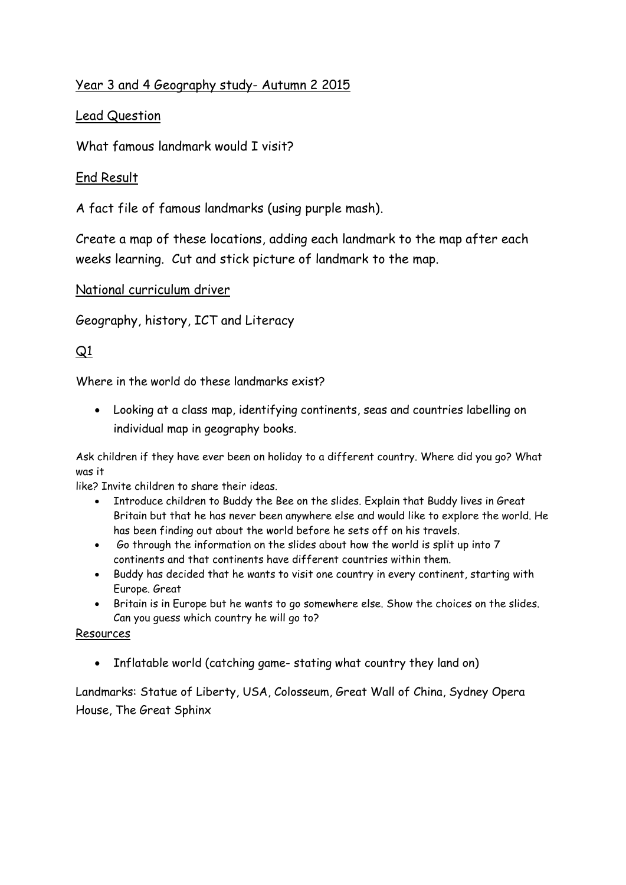Year 3 and 4 Geography study- Autumn 2 2015

Lead Question

What famous landmark would I visit?

End Result

A fact file of famous landmarks (using purple mash).

Create a map of these locations, adding each landmark to the map after each weeks learning. Cut and stick picture of landmark to the map.

National curriculum driver

Geography, history, ICT and Literacy

Q1

Where in the world do these landmarks exist?

- Looking at a class map, identifying continents, seas and countries labelling on individual map in geography books.

Ask children if they have ever been on holiday to a different country. Where did you go? What was it
like? Invite children to share their ideas.

- Introduce children to Buddy the Bee on the slides. Explain that Buddy lives in Great Britain but that he has never been anywhere else and would like to explore the world. He has been finding out about the world before he sets off on his travels.
- Go through the information on the slides about how the world is split up into 7 continents and that continents have different countries within them.
- Buddy has decided that he wants to visit one country in every continent, starting with Europe. Great
- Britain is in Europe but he wants to go somewhere else. Show the choices on the slides. Can you guess which country he will go to?

Resources

- Inflatable world (catching game- stating what country they land on)

Landmarks: Statue of Liberty, USA, Colosseum, Great Wall of China, Sydney Opera House, The Great Sphinx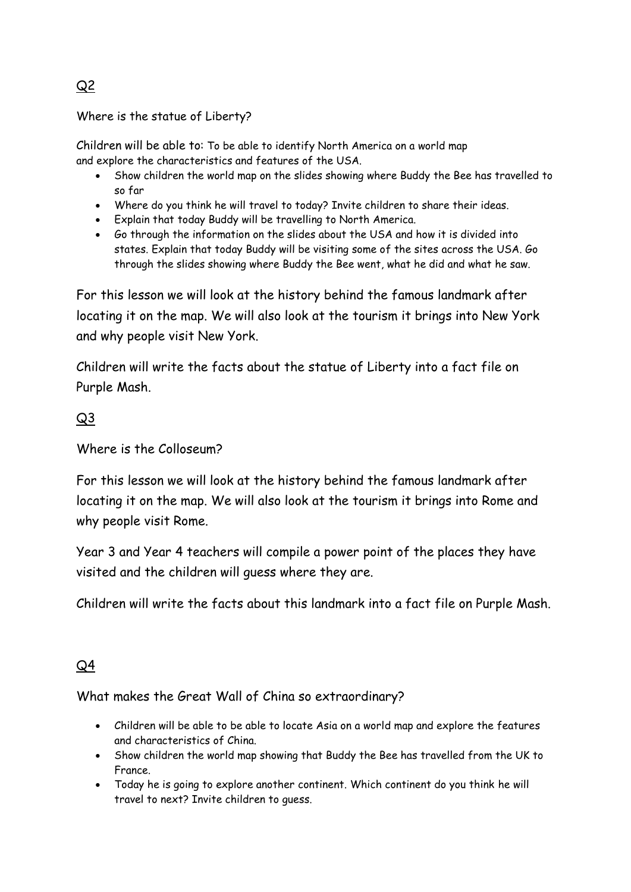## Q2

Where is the statue of Liberty?

Children will be able to: To be able to identify North America on a world map and explore the characteristics and features of the USA.

- Show children the world map on the slides showing where Buddy the Bee has travelled to so far
- Where do you think he will travel to today? Invite children to share their ideas.
- Explain that today Buddy will be travelling to North America.
- Go through the information on the slides about the USA and how it is divided into states. Explain that today Buddy will be visiting some of the sites across the USA. Go through the slides showing where Buddy the Bee went, what he did and what he saw.

For this lesson we will look at the history behind the famous landmark after locating it on the map. We will also look at the tourism it brings into New York and why people visit New York.

Children will write the facts about the statue of Liberty into a fact file on Purple Mash.

## Q3

Where is the Colloseum?

For this lesson we will look at the history behind the famous landmark after locating it on the map. We will also look at the tourism it brings into Rome and why people visit Rome.

Year 3 and Year 4 teachers will compile a power point of the places they have visited and the children will guess where they are.

Children will write the facts about this landmark into a fact file on Purple Mash.

## Q4

What makes the Great Wall of China so extraordinary?

- Children will be able to be able to locate Asia on a world map and explore the features and characteristics of China.
- Show children the world map showing that Buddy the Bee has travelled from the UK to France.
- Today he is going to explore another continent. Which continent do you think he will travel to next? Invite children to guess.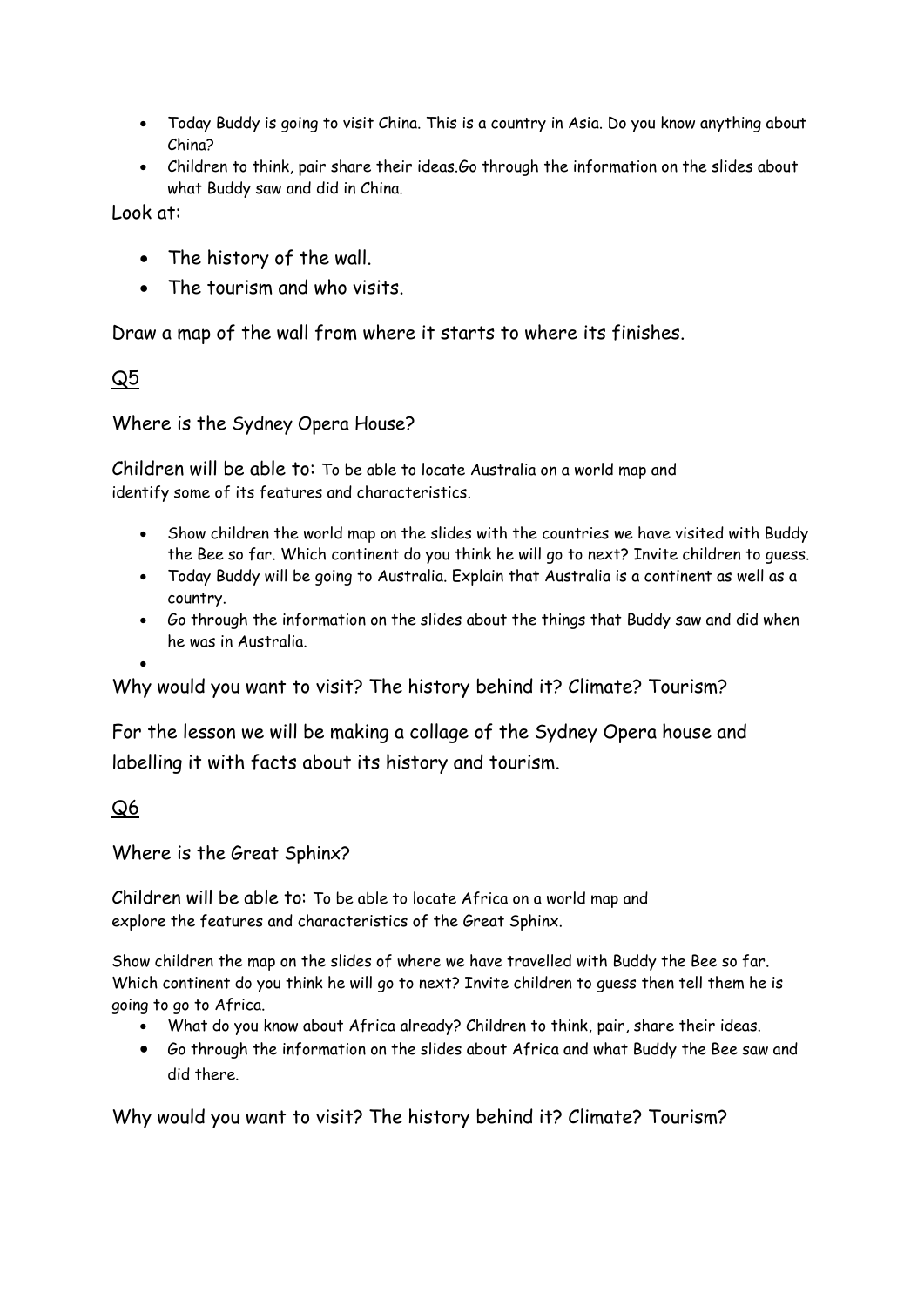- Today Buddy is going to visit China. This is a country in Asia. Do you know anything about China?
- Children to think, pair share their ideas.Go through the information on the slides about what Buddy saw and did in China.

Look at:

- The history of the wall.
- The tourism and who visits.

Draw a map of the wall from where it starts to where its finishes.

## Q5

Where is the Sydney Opera House?

Children will be able to: To be able to locate Australia on a world map and identify some of its features and characteristics.

- Show children the world map on the slides with the countries we have visited with Buddy the Bee so far. Which continent do you think he will go to next? Invite children to guess.
- Today Buddy will be going to Australia. Explain that Australia is a continent as well as a country.
- Go through the information on the slides about the things that Buddy saw and did when he was in Australia.
-

Why would you want to visit? The history behind it? Climate? Tourism?

For the lesson we will be making a collage of the Sydney Opera house and labelling it with facts about its history and tourism.

## Q6

Where is the Great Sphinx?

Children will be able to: To be able to locate Africa on a world map and explore the features and characteristics of the Great Sphinx.

Show children the map on the slides of where we have travelled with Buddy the Bee so far. Which continent do you think he will go to next? Invite children to guess then tell them he is going to go to Africa.

- What do you know about Africa already? Children to think, pair, share their ideas.
- Go through the information on the slides about Africa and what Buddy the Bee saw and did there.

Why would you want to visit? The history behind it? Climate? Tourism?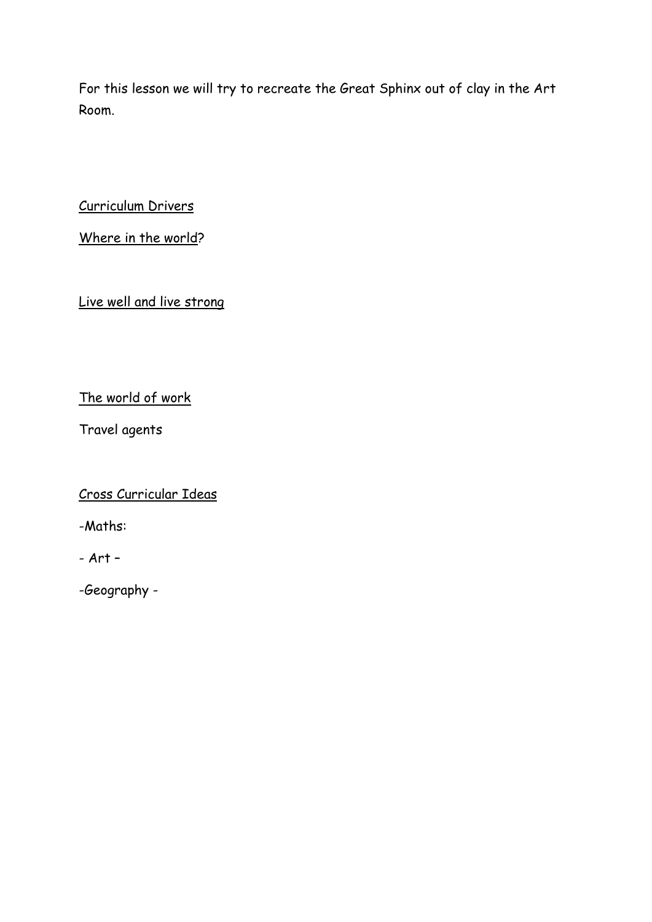For this lesson we will try to recreate the Great Sphinx out of clay in the Art Room.

<u>Curriculum Drivers</u>

<u>Where in the world</u>?

<u>Live well and live strong</u>

<u>The world of work</u>

Travel agents

<u>Cross Curricular Ideas</u>

-Maths:

- Art –

-Geography -